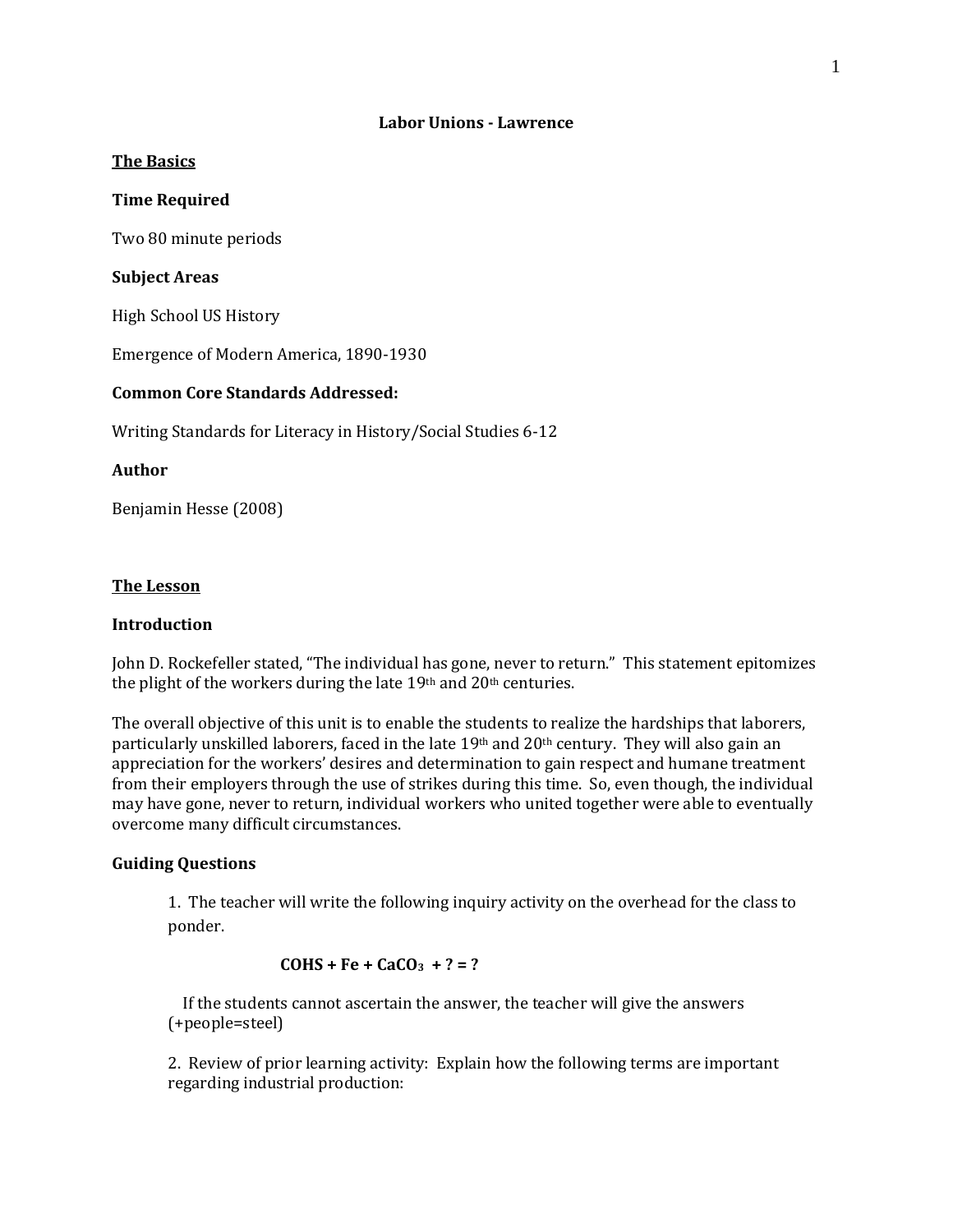# Labor Unions - Lawrence

## The Basics

### Time Required

Two 80 minute periods

### Subject Areas

High School US History

Emergence of Modern America, 1890-1930

### Common Core Standards Addressed:

Writing Standards for Literacy in History/Social Studies 6-12

### Author

Benjamin Hesse (2008)

## The Lesson

### Introduction

John D. Rockefeller stated, "The individual has gone, never to return." This statement epitomizes the plight of the workers during the late 19th and 20th centuries.

The overall objective of this unit is to enable the students to realize the hardships that laborers, particularly unskilled laborers, faced in the late 19th and 20th century. They will also gain an appreciation for the workers' desires and determination to gain respect and humane treatment from their employers through the use of strikes during this time. So, even though, the individual may have gone, never to return, individual workers who united together were able to eventually overcome many difficult circumstances.

### Guiding Questions

1. The teacher will write the following inquiry activity on the overhead for the class to ponder.

$$\mathbf{COHS + Fe + CaCO_3 + ? = ?}$$

If the students cannot ascertain the answer, the teacher will give the answers (+people=steel)

2. Review of prior learning activity: Explain how the following terms are important regarding industrial production: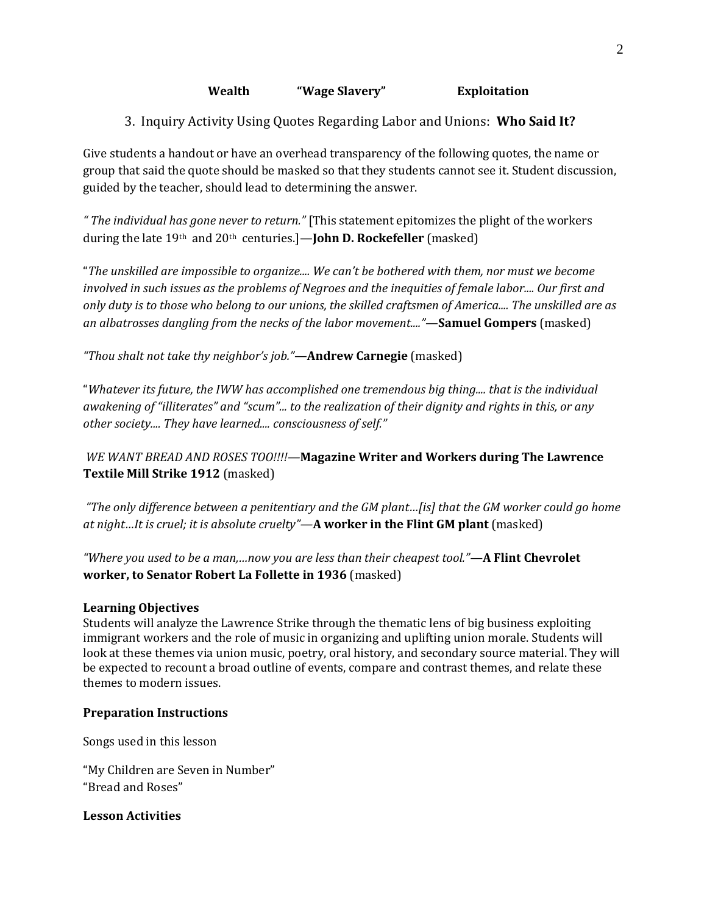**Wealth** **"Wage Slavery"** **Exploitation**

3. Inquiry Activity Using Quotes Regarding Labor and Unions: **Who Said It?**

Give students a handout or have an overhead transparency of the following quotes, the name or group that said the quote should be masked so that they students cannot see it. Student discussion, guided by the teacher, should lead to determining the answer.

*" The individual has gone never to return."* [This statement epitomizes the plight of the workers during the late 19th and 20th centuries.]—**John D. Rockefeller** (masked)

"*The unskilled are impossible to organize.... We can't be bothered with them, nor must we become involved in such issues as the problems of Negroes and the inequities of female labor.... Our first and only duty is to those who belong to our unions, the skilled craftsmen of America.... The unskilled are as an albatrosses dangling from the necks of the labor movement...."*—**Samuel Gompers** (masked)

*"Thou shalt not take thy neighbor's job."*—**Andrew Carnegie** (masked)

"*Whatever its future, the IWW has accomplished one tremendous big thing.... that is the individual awakening of "illiterates" and "scum"... to the realization of their dignity and rights in this, or any other society.... They have learned.... consciousness of self."*

*WE WANT BREAD AND ROSES TOO!!!!*—**Magazine Writer and Workers during The Lawrence Textile Mill Strike 1912** (masked)

*"The only difference between a penitentiary and the GM plant…[is] that the GM worker could go home at night…It is cruel; it is absolute cruelty"*—**A worker in the Flint GM plant** (masked)

*"Where you used to be a man,…now you are less than their cheapest tool."*—**A Flint Chevrolet worker, to Senator Robert La Follette in 1936** (masked)

**Learning Objectives**

Students will analyze the Lawrence Strike through the thematic lens of big business exploiting immigrant workers and the role of music in organizing and uplifting union morale. Students will look at these themes via union music, poetry, oral history, and secondary source material. They will be expected to recount a broad outline of events, compare and contrast themes, and relate these themes to modern issues.

**Preparation Instructions**

Songs used in this lesson

"My Children are Seven in Number"
"Bread and Roses"

**Lesson Activities**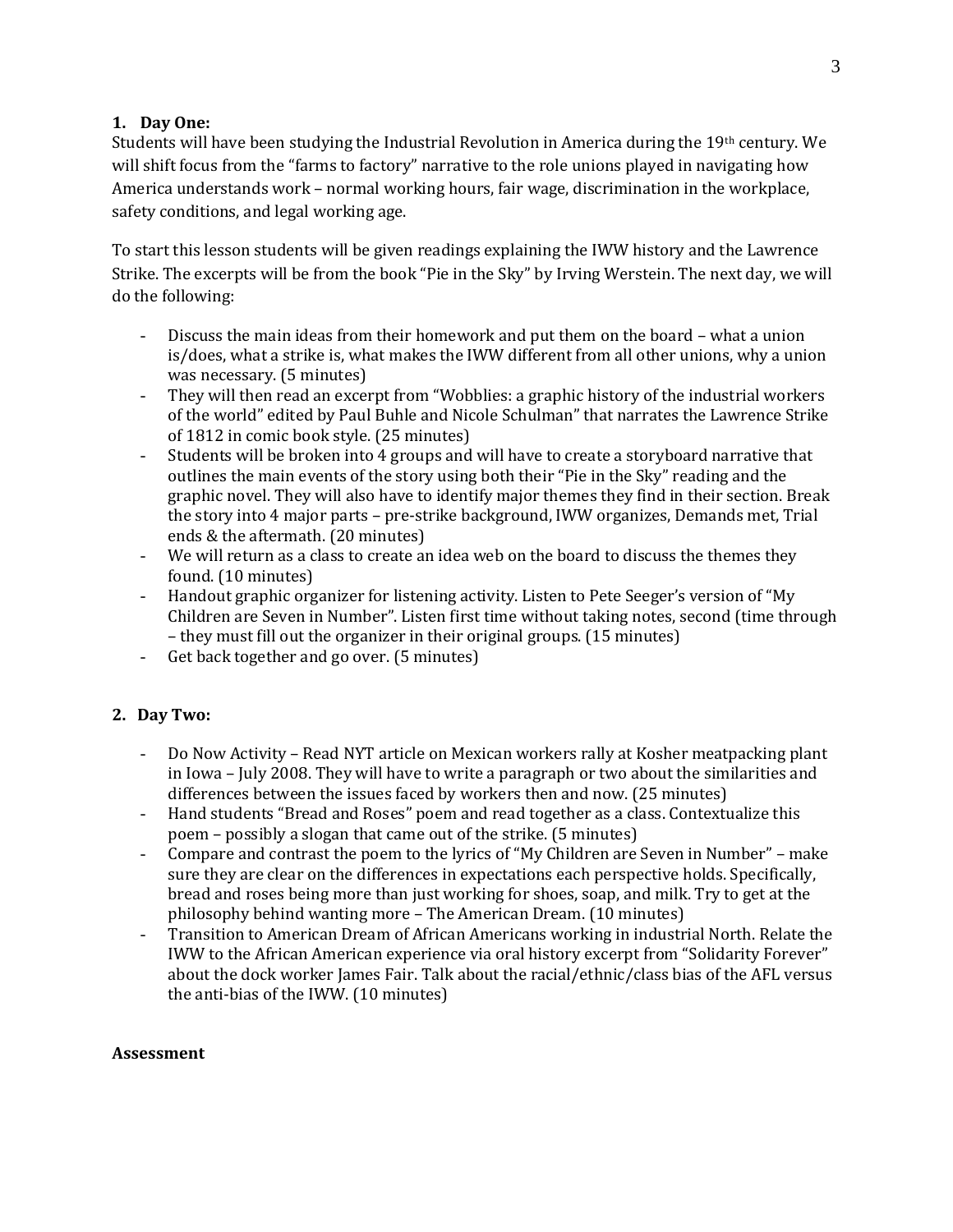1. **Day One:**

Students will have been studying the Industrial Revolution in America during the 19th century. We will shift focus from the "farms to factory" narrative to the role unions played in navigating how America understands work – normal working hours, fair wage, discrimination in the workplace, safety conditions, and legal working age.

To start this lesson students will be given readings explaining the IWW history and the Lawrence Strike. The excerpts will be from the book "Pie in the Sky" by Irving Werstein. The next day, we will do the following:

- Discuss the main ideas from their homework and put them on the board – what a union is/does, what a strike is, what makes the IWW different from all other unions, why a union was necessary. (5 minutes)
- They will then read an excerpt from "Wobblies: a graphic history of the industrial workers of the world" edited by Paul Buhle and Nicole Schulman" that narrates the Lawrence Strike of 1812 in comic book style. (25 minutes)
- Students will be broken into 4 groups and will have to create a storyboard narrative that outlines the main events of the story using both their "Pie in the Sky" reading and the graphic novel. They will also have to identify major themes they find in their section. Break the story into 4 major parts – pre-strike background, IWW organizes, Demands met, Trial ends & the aftermath. (20 minutes)
- We will return as a class to create an idea web on the board to discuss the themes they found. (10 minutes)
- Handout graphic organizer for listening activity. Listen to Pete Seeger's version of "My Children are Seven in Number". Listen first time without taking notes, second (time through – they must fill out the organizer in their original groups. (15 minutes)
- Get back together and go over. (5 minutes)

2. **Day Two:**

- Do Now Activity – Read NYT article on Mexican workers rally at Kosher meatpacking plant in Iowa – July 2008. They will have to write a paragraph or two about the similarities and differences between the issues faced by workers then and now. (25 minutes)
- Hand students "Bread and Roses" poem and read together as a class. Contextualize this poem – possibly a slogan that came out of the strike. (5 minutes)
- Compare and contrast the poem to the lyrics of "My Children are Seven in Number" – make sure they are clear on the differences in expectations each perspective holds. Specifically, bread and roses being more than just working for shoes, soap, and milk. Try to get at the philosophy behind wanting more – The American Dream. (10 minutes)
- Transition to American Dream of African Americans working in industrial North. Relate the IWW to the African American experience via oral history excerpt from "Solidarity Forever" about the dock worker James Fair. Talk about the racial/ethnic/class bias of the AFL versus the anti-bias of the IWW. (10 minutes)

**Assessment**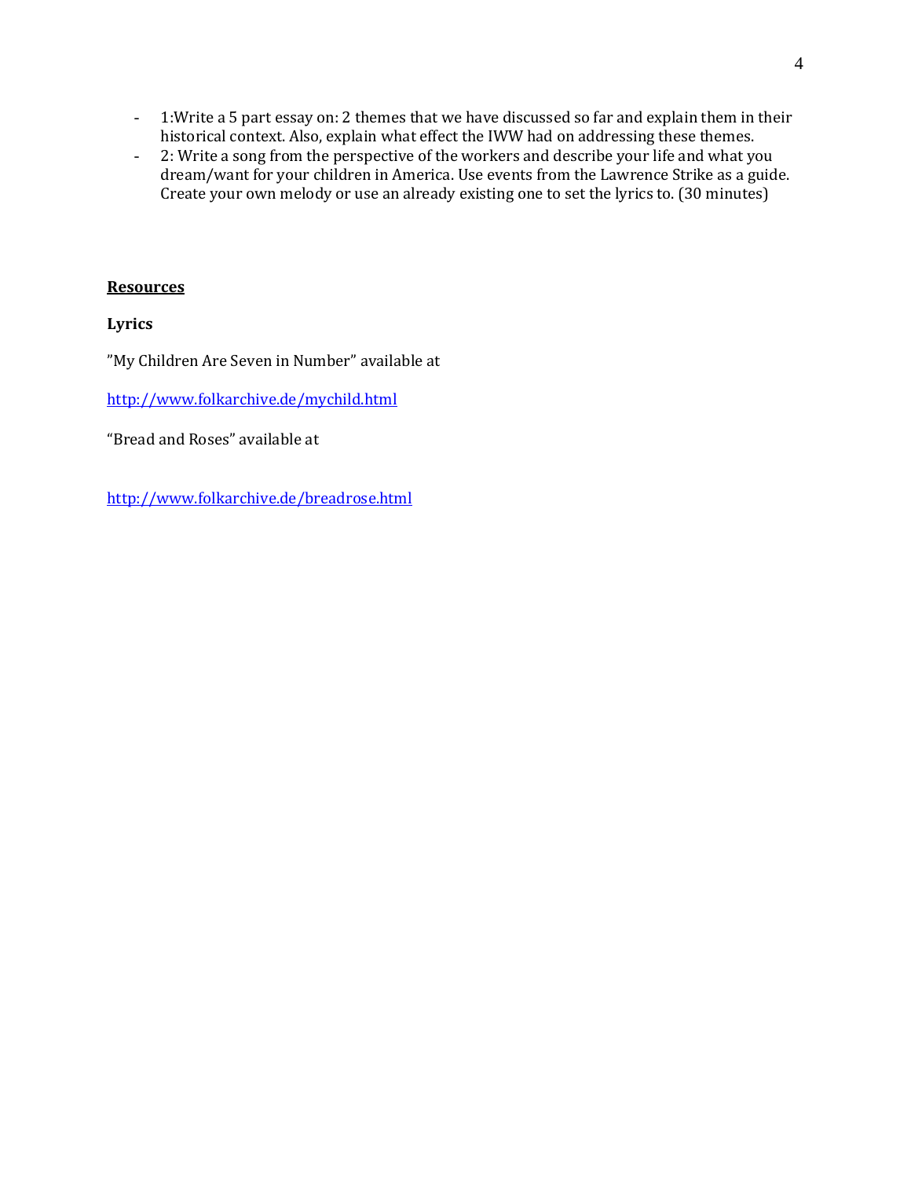- 1:Write a 5 part essay on: 2 themes that we have discussed so far and explain them in their historical context. Also, explain what effect the IWW had on addressing these themes.
- 2: Write a song from the perspective of the workers and describe your life and what you dream/want for your children in America. Use events from the Lawrence Strike as a guide. Create your own melody or use an already existing one to set the lyrics to. (30 minutes)

**Resources**

**Lyrics**

"My Children Are Seven in Number" available at

http://www.folkarchive.de/mychild.html

"Bread and Roses" available at

http://www.folkarchive.de/breadrose.html